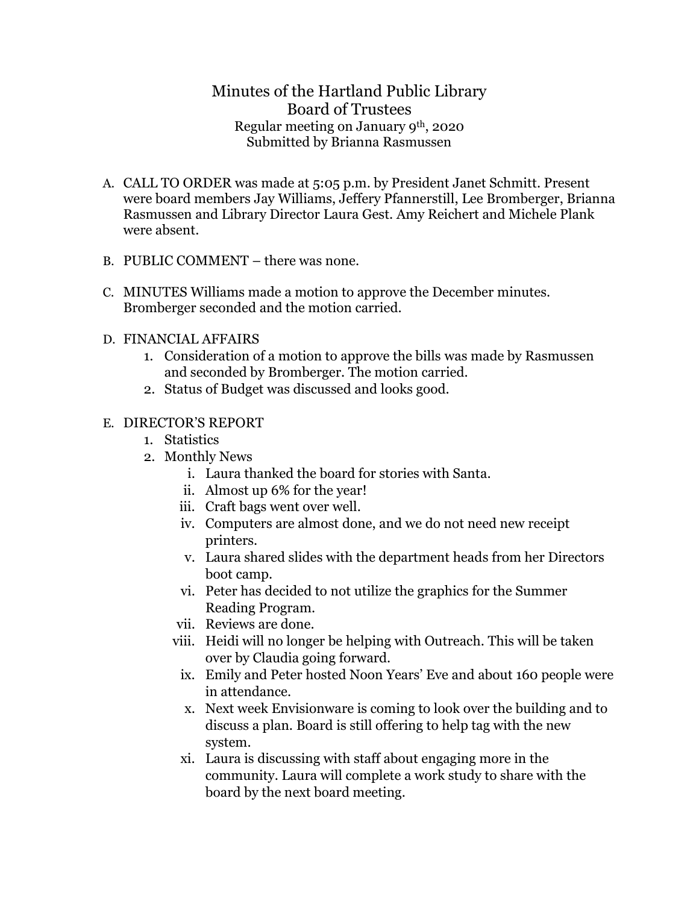# Minutes of the Hartland Public Library Board of Trustees

Regular meeting on January 9th, 2020
Submitted by Brianna Rasmussen

A. CALL TO ORDER was made at 5:05 p.m. by President Janet Schmitt. Present were board members Jay Williams, Jeffery Pfannerstill, Lee Bromberger, Brianna Rasmussen and Library Director Laura Gest. Amy Reichert and Michele Plank were absent.

B. PUBLIC COMMENT – there was none.

C. MINUTES Williams made a motion to approve the December minutes. Bromberger seconded and the motion carried.

D. FINANCIAL AFFAIRS
   1. Consideration of a motion to approve the bills was made by Rasmussen and seconded by Bromberger. The motion carried.
   2. Status of Budget was discussed and looks good.

E. DIRECTOR'S REPORT
   1. Statistics
   2. Monthly News
      i. Laura thanked the board for stories with Santa.
      ii. Almost up 6% for the year!
      iii. Craft bags went over well.
      iv. Computers are almost done, and we do not need new receipt printers.
      v. Laura shared slides with the department heads from her Directors boot camp.
      vi. Peter has decided to not utilize the graphics for the Summer Reading Program.
      vii. Reviews are done.
      viii. Heidi will no longer be helping with Outreach. This will be taken over by Claudia going forward.
      ix. Emily and Peter hosted Noon Years' Eve and about 160 people were in attendance.
      x. Next week Envisionware is coming to look over the building and to discuss a plan. Board is still offering to help tag with the new system.
      xi. Laura is discussing with staff about engaging more in the community. Laura will complete a work study to share with the board by the next board meeting.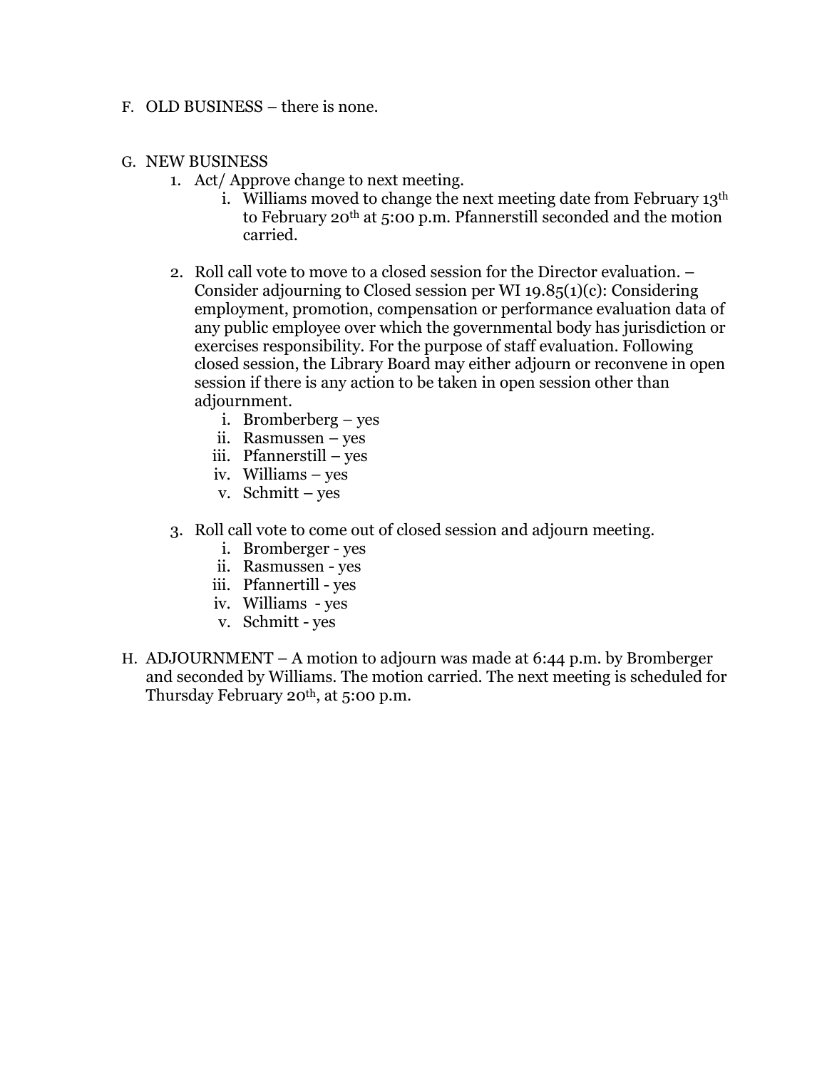F. OLD BUSINESS – there is none.

G. NEW BUSINESS

1. Act/ Approve change to next meeting.
   i. Williams moved to change the next meeting date from February 13th to February 20th at 5:00 p.m. Pfannerstill seconded and the motion carried.

2. Roll call vote to move to a closed session for the Director evaluation. – Consider adjourning to Closed session per WI 19.85(1)(c): Considering employment, promotion, compensation or performance evaluation data of any public employee over which the governmental body has jurisdiction or exercises responsibility. For the purpose of staff evaluation. Following closed session, the Library Board may either adjourn or reconvene in open session if there is any action to be taken in open session other than adjournment.
   i. Bromberberg – yes
   ii. Rasmussen – yes
   iii. Pfannerstill – yes
   iv. Williams – yes
   v. Schmitt – yes

3. Roll call vote to come out of closed session and adjourn meeting.
   i. Bromberger - yes
   ii. Rasmussen - yes
   iii. Pfannertill - yes
   iv. Williams - yes
   v. Schmitt - yes

H. ADJOURNMENT – A motion to adjourn was made at 6:44 p.m. by Bromberger and seconded by Williams. The motion carried. The next meeting is scheduled for Thursday February 20th, at 5:00 p.m.